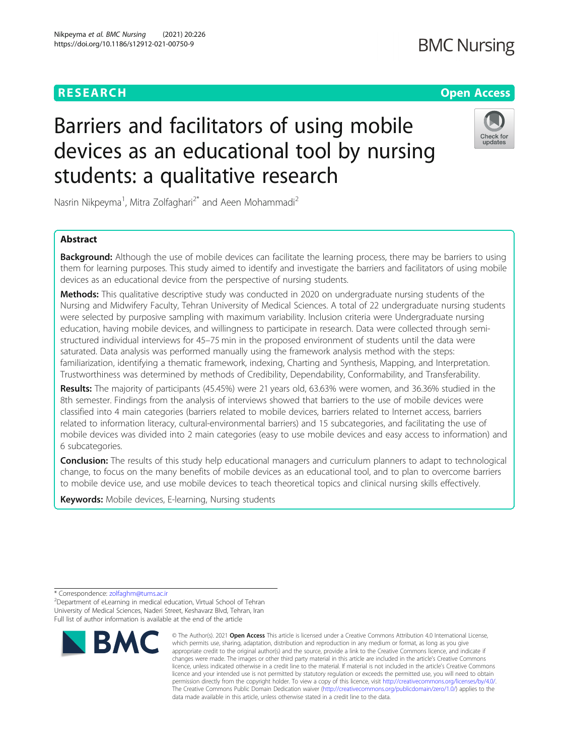RESEARCH

Open Access

# Barriers and facilitators of using mobile devices as an educational tool by nursing students: a qualitative research

Nasrin Nikpeyma[1], Mitra Zolfaghari[2*] and Aeen Mohammadi[2]

## Abstract

**Background:** Although the use of mobile devices can facilitate the learning process, there may be barriers to using them for learning purposes. This study aimed to identify and investigate the barriers and facilitators of using mobile devices as an educational device from the perspective of nursing students.

**Methods:** This qualitative descriptive study was conducted in 2020 on undergraduate nursing students of the Nursing and Midwifery Faculty, Tehran University of Medical Sciences. A total of 22 undergraduate nursing students were selected by purposive sampling with maximum variability. Inclusion criteria were Undergraduate nursing education, having mobile devices, and willingness to participate in research. Data were collected through semi-structured individual interviews for 45–75 min in the proposed environment of students until the data were saturated. Data analysis was performed manually using the framework analysis method with the steps: familiarization, identifying a thematic framework, indexing, Charting and Synthesis, Mapping, and Interpretation. Trustworthiness was determined by methods of Credibility, Dependability, Conformability, and Transferability.

**Results:** The majority of participants (45.45%) were 21 years old, 63.63% were women, and 36.36% studied in the 8th semester. Findings from the analysis of interviews showed that barriers to the use of mobile devices were classified into 4 main categories (barriers related to mobile devices, barriers related to Internet access, barriers related to information literacy, cultural-environmental barriers) and 15 subcategories, and facilitating the use of mobile devices was divided into 2 main categories (easy to use mobile devices and easy access to information) and 6 subcategories.

**Conclusion:** The results of this study help educational managers and curriculum planners to adapt to technological change, to focus on the many benefits of mobile devices as an educational tool, and to plan to overcome barriers to mobile device use, and use mobile devices to teach theoretical topics and clinical nursing skills effectively.

**Keywords:** Mobile devices, E-learning, Nursing students

---

\* Correspondence: zolfaghm@tums.ac.ir

[2]Department of eLearning in medical education, Virtual School of Tehran University of Medical Sciences, Naderi Street, Keshavarz Blvd, Tehran, Iran

Full list of author information is available at the end of the article

© The Author(s). 2021 **Open Access** This article is licensed under a Creative Commons Attribution 4.0 International License, which permits use, sharing, adaptation, distribution and reproduction in any medium or format, as long as you give appropriate credit to the original author(s) and the source, provide a link to the Creative Commons licence, and indicate if changes were made. The images or other third party material in this article are included in the article's Creative Commons licence, unless indicated otherwise in a credit line to the material. If material is not included in the article's Creative Commons licence and your intended use is not permitted by statutory regulation or exceeds the permitted use, you will need to obtain permission directly from the copyright holder. To view a copy of this licence, visit http://creativecommons.org/licenses/by/4.0/. The Creative Commons Public Domain Dedication waiver (http://creativecommons.org/publicdomain/zero/1.0/) applies to the data made available in this article, unless otherwise stated in a credit line to the data.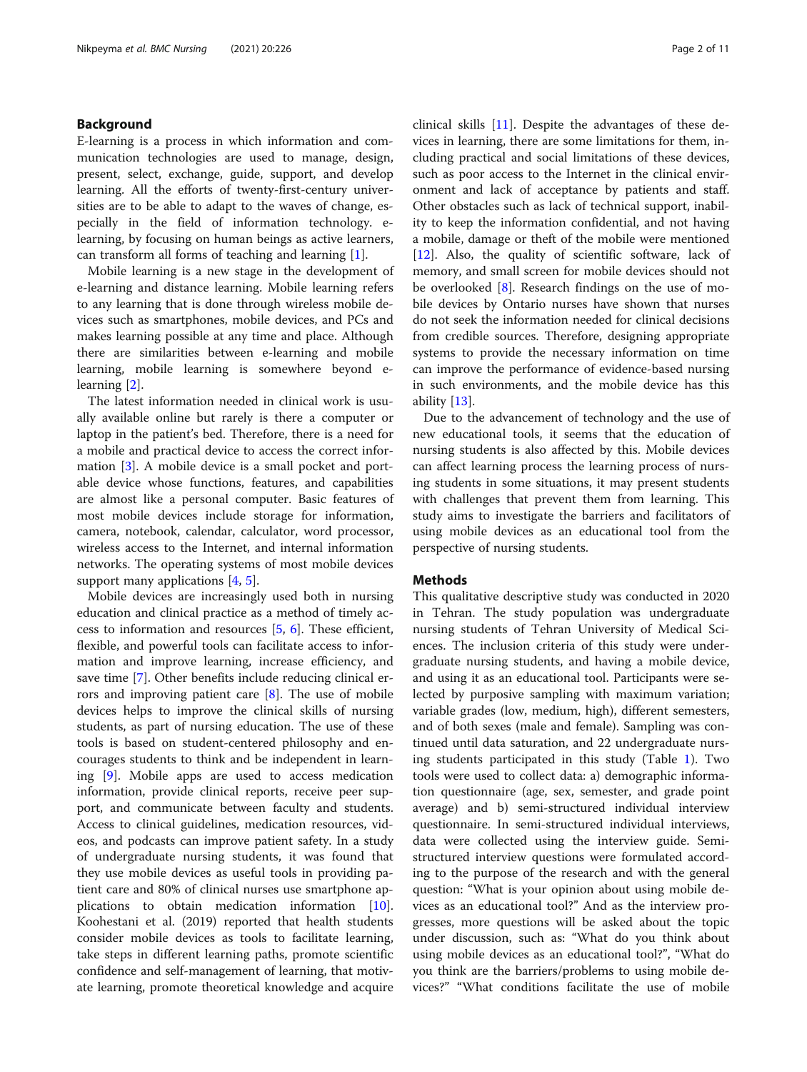## Background

E-learning is a process in which information and communication technologies are used to manage, design, present, select, exchange, guide, support, and develop learning. All the efforts of twenty-first-century universities are to be able to adapt to the waves of change, especially in the field of information technology. e-learning, by focusing on human beings as active learners, can transform all forms of teaching and learning [1].

Mobile learning is a new stage in the development of e-learning and distance learning. Mobile learning refers to any learning that is done through wireless mobile devices such as smartphones, mobile devices, and PCs and makes learning possible at any time and place. Although there are similarities between e-learning and mobile learning, mobile learning is somewhere beyond e-learning [2].

The latest information needed in clinical work is usually available online but rarely is there a computer or laptop in the patient's bed. Therefore, there is a need for a mobile and practical device to access the correct information [3]. A mobile device is a small pocket and portable device whose functions, features, and capabilities are almost like a personal computer. Basic features of most mobile devices include storage for information, camera, notebook, calendar, calculator, word processor, wireless access to the Internet, and internal information networks. The operating systems of most mobile devices support many applications [4, 5].

Mobile devices are increasingly used both in nursing education and clinical practice as a method of timely access to information and resources [5, 6]. These efficient, flexible, and powerful tools can facilitate access to information and improve learning, increase efficiency, and save time [7]. Other benefits include reducing clinical errors and improving patient care [8]. The use of mobile devices helps to improve the clinical skills of nursing students, as part of nursing education. The use of these tools is based on student-centered philosophy and encourages students to think and be independent in learning [9]. Mobile apps are used to access medication information, provide clinical reports, receive peer support, and communicate between faculty and students. Access to clinical guidelines, medication resources, videos, and podcasts can improve patient safety. In a study of undergraduate nursing students, it was found that they use mobile devices as useful tools in providing patient care and 80% of clinical nurses use smartphone applications to obtain medication information [10]. Koohestani et al. (2019) reported that health students consider mobile devices as tools to facilitate learning, take steps in different learning paths, promote scientific confidence and self-management of learning, that motivate learning, promote theoretical knowledge and acquire clinical skills [11]. Despite the advantages of these devices in learning, there are some limitations for them, including practical and social limitations of these devices, such as poor access to the Internet in the clinical environment and lack of acceptance by patients and staff. Other obstacles such as lack of technical support, inability to keep the information confidential, and not having a mobile, damage or theft of the mobile were mentioned [12]. Also, the quality of scientific software, lack of memory, and small screen for mobile devices should not be overlooked [8]. Research findings on the use of mobile devices by Ontario nurses have shown that nurses do not seek the information needed for clinical decisions from credible sources. Therefore, designing appropriate systems to provide the necessary information on time can improve the performance of evidence-based nursing in such environments, and the mobile device has this ability [13].

Due to the advancement of technology and the use of new educational tools, it seems that the education of nursing students is also affected by this. Mobile devices can affect learning process the learning process of nursing students in some situations, it may present students with challenges that prevent them from learning. This study aims to investigate the barriers and facilitators of using mobile devices as an educational tool from the perspective of nursing students.

## Methods

This qualitative descriptive study was conducted in 2020 in Tehran. The study population was undergraduate nursing students of Tehran University of Medical Sciences. The inclusion criteria of this study were undergraduate nursing students, and having a mobile device, and using it as an educational tool. Participants were selected by purposive sampling with maximum variation; variable grades (low, medium, high), different semesters, and of both sexes (male and female). Sampling was continued until data saturation, and 22 undergraduate nursing students participated in this study (Table 1). Two tools were used to collect data: a) demographic information questionnaire (age, sex, semester, and grade point average) and b) semi-structured individual interview questionnaire. In semi-structured individual interviews, data were collected using the interview guide. Semi-structured interview questions were formulated according to the purpose of the research and with the general question: "What is your opinion about using mobile devices as an educational tool?" And as the interview progresses, more questions will be asked about the topic under discussion, such as: "What do you think about using mobile devices as an educational tool?", "What do you think are the barriers/problems to using mobile devices?" "What conditions facilitate the use of mobile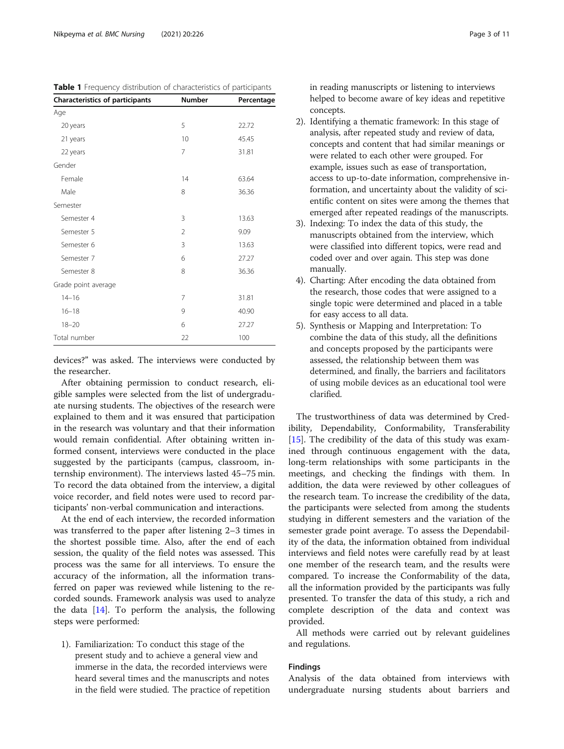**Table 1** Frequency distribution of characteristics of participants

| Characteristics of participants | Number | Percentage |
|---|---|---|
| Age | | |
| 20 years | 5 | 22.72 |
| 21 years | 10 | 45.45 |
| 22 years | 7 | 31.81 |
| Gender | | |
| Female | 14 | 63.64 |
| Male | 8 | 36.36 |
| Semester | | |
| Semester 4 | 3 | 13.63 |
| Semester 5 | 2 | 9.09 |
| Semester 6 | 3 | 13.63 |
| Semester 7 | 6 | 27.27 |
| Semester 8 | 8 | 36.36 |
| Grade point average | | |
| 14–16 | 7 | 31.81 |
| 16–18 | 9 | 40.90 |
| 18–20 | 6 | 27.27 |
| Total number | 22 | 100 |

devices?" was asked. The interviews were conducted by the researcher.

After obtaining permission to conduct research, eligible samples were selected from the list of undergraduate nursing students. The objectives of the research were explained to them and it was ensured that participation in the research was voluntary and that their information would remain confidential. After obtaining written informed consent, interviews were conducted in the place suggested by the participants (campus, classroom, internship environment). The interviews lasted 45–75 min. To record the data obtained from the interview, a digital voice recorder, and field notes were used to record participants' non-verbal communication and interactions.

At the end of each interview, the recorded information was transferred to the paper after listening 2–3 times in the shortest possible time. Also, after the end of each session, the quality of the field notes was assessed. This process was the same for all interviews. To ensure the accuracy of the information, all the information transferred on paper was reviewed while listening to the recorded sounds. Framework analysis was used to analyze the data [14]. To perform the analysis, the following steps were performed:

1). Familiarization: To conduct this stage of the present study and to achieve a general view and immerse in the data, the recorded interviews were heard several times and the manuscripts and notes in the field were studied. The practice of repetition in reading manuscripts or listening to interviews helped to become aware of key ideas and repetitive concepts.

2). Identifying a thematic framework: In this stage of analysis, after repeated study and review of data, concepts and content that had similar meanings or were related to each other were grouped. For example, issues such as ease of transportation, access to up-to-date information, comprehensive information, and uncertainty about the validity of scientific content on sites were among the themes that emerged after repeated readings of the manuscripts.

3). Indexing: To index the data of this study, the manuscripts obtained from the interview, which were classified into different topics, were read and coded over and over again. This step was done manually.

4). Charting: After encoding the data obtained from the research, those codes that were assigned to a single topic were determined and placed in a table for easy access to all data.

5). Synthesis or Mapping and Interpretation: To combine the data of this study, all the definitions and concepts proposed by the participants were assessed, the relationship between them was determined, and finally, the barriers and facilitators of using mobile devices as an educational tool were clarified.

The trustworthiness of data was determined by Credibility, Dependability, Conformability, Transferability [15]. The credibility of the data of this study was examined through continuous engagement with the data, long-term relationships with some participants in the meetings, and checking the findings with them. In addition, the data were reviewed by other colleagues of the research team. To increase the credibility of the data, the participants were selected from among the students studying in different semesters and the variation of the semester grade point average. To assess the Dependability of the data, the information obtained from individual interviews and field notes were carefully read by at least one member of the research team, and the results were compared. To increase the Conformability of the data, all the information provided by the participants was fully presented. To transfer the data of this study, a rich and complete description of the data and context was provided.

All methods were carried out by relevant guidelines and regulations.

## Findings

Analysis of the data obtained from interviews with undergraduate nursing students about barriers and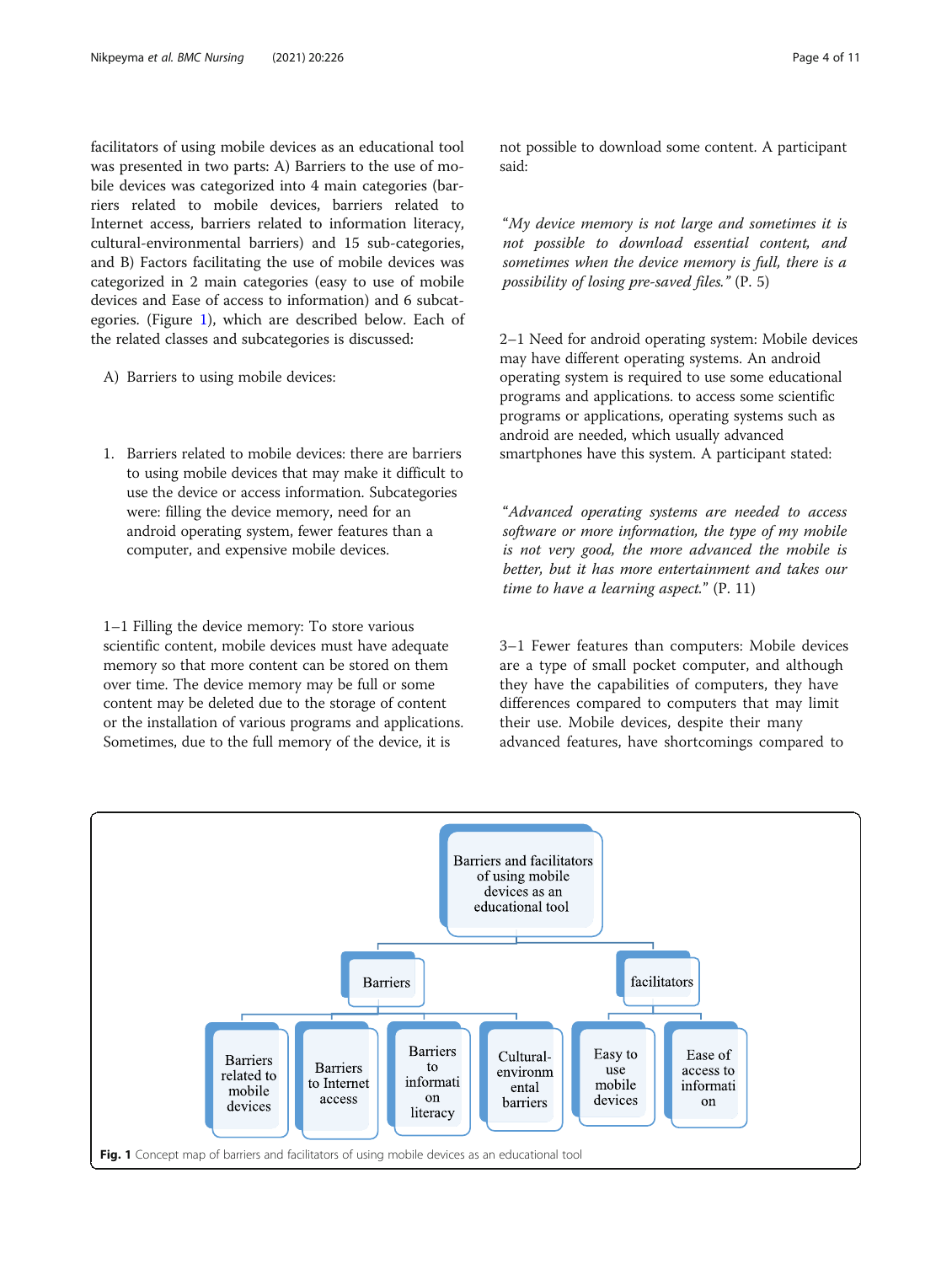facilitators of using mobile devices as an educational tool was presented in two parts: A) Barriers to the use of mobile devices was categorized into 4 main categories (barriers related to mobile devices, barriers related to Internet access, barriers related to information literacy, cultural-environmental barriers) and 15 sub-categories, and B) Factors facilitating the use of mobile devices was categorized in 2 main categories (easy to use of mobile devices and Ease of access to information) and 6 subcategories. (Figure 1), which are described below. Each of the related classes and subcategories is discussed:

A) Barriers to using mobile devices:

1. Barriers related to mobile devices: there are barriers to using mobile devices that may make it difficult to use the device or access information. Subcategories were: filling the device memory, need for an android operating system, fewer features than a computer, and expensive mobile devices.

1–1 Filling the device memory: To store various scientific content, mobile devices must have adequate memory so that more content can be stored on them over time. The device memory may be full or some content may be deleted due to the storage of content or the installation of various programs and applications. Sometimes, due to the full memory of the device, it is not possible to download some content. A participant said:

*"My device memory is not large and sometimes it is not possible to download essential content, and sometimes when the device memory is full, there is a possibility of losing pre-saved files."* (P. 5)

2–1 Need for android operating system: Mobile devices may have different operating systems. An android operating system is required to use some educational programs and applications. to access some scientific programs or applications, operating systems such as android are needed, which usually advanced smartphones have this system. A participant stated:

*"Advanced operating systems are needed to access software or more information, the type of my mobile is not very good, the more advanced the mobile is better, but it has more entertainment and takes our time to have a learning aspect."* (P. 11)

3–1 Fewer features than computers: Mobile devices are a type of small pocket computer, and although they have the capabilities of computers, they have differences compared to computers that may limit their use. Mobile devices, despite their many advanced features, have shortcomings compared to

Barriers and facilitators of using mobile devices as an educational tool
- Barriers
  - Barriers related to mobile devices
  - Barriers to Internet access
  - Barriers to information literacy
  - Cultural-environmental barriers
- facilitators
  - Easy to use mobile devices
  - Ease of access to information

**Fig. 1** Concept map of barriers and facilitators of using mobile devices as an educational tool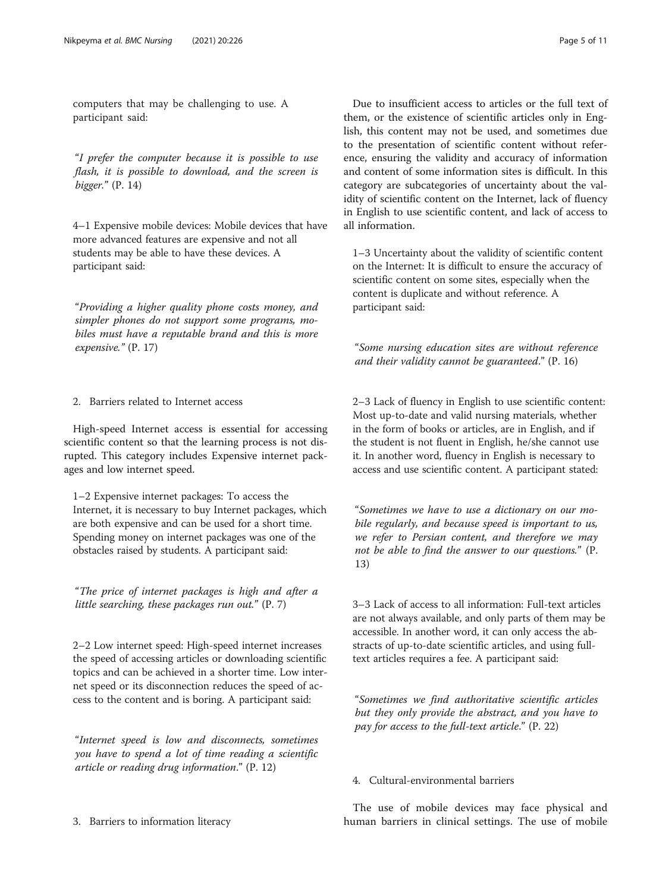computers that may be challenging to use. A participant said:

"*I prefer the computer because it is possible to use flash, it is possible to download, and the screen is bigger.*" (P. 14)

4–1 Expensive mobile devices: Mobile devices that have more advanced features are expensive and not all students may be able to have these devices. A participant said:

"*Providing a higher quality phone costs money, and simpler phones do not support some programs, mobiles must have a reputable brand and this is more expensive.*" (P. 17)

2. Barriers related to Internet access

High-speed Internet access is essential for accessing scientific content so that the learning process is not disrupted. This category includes Expensive internet packages and low internet speed.

1–2 Expensive internet packages: To access the Internet, it is necessary to buy Internet packages, which are both expensive and can be used for a short time. Spending money on internet packages was one of the obstacles raised by students. A participant said:

"*The price of internet packages is high and after a little searching, these packages run out.*" (P. 7)

2–2 Low internet speed: High-speed internet increases the speed of accessing articles or downloading scientific topics and can be achieved in a shorter time. Low internet speed or its disconnection reduces the speed of access to the content and is boring. A participant said:

"*Internet speed is low and disconnects, sometimes you have to spend a lot of time reading a scientific article or reading drug information*." (P. 12)

3. Barriers to information literacy

Due to insufficient access to articles or the full text of them, or the existence of scientific articles only in English, this content may not be used, and sometimes due to the presentation of scientific content without reference, ensuring the validity and accuracy of information and content of some information sites is difficult. In this category are subcategories of uncertainty about the validity of scientific content on the Internet, lack of fluency in English to use scientific content, and lack of access to all information.

1–3 Uncertainty about the validity of scientific content on the Internet: It is difficult to ensure the accuracy of scientific content on some sites, especially when the content is duplicate and without reference. A participant said:

"*Some nursing education sites are without reference and their validity cannot be guaranteed*." (P. 16)

2–3 Lack of fluency in English to use scientific content: Most up-to-date and valid nursing materials, whether in the form of books or articles, are in English, and if the student is not fluent in English, he/she cannot use it. In another word, fluency in English is necessary to access and use scientific content. A participant stated:

"*Sometimes we have to use a dictionary on our mobile regularly, and because speed is important to us, we refer to Persian content, and therefore we may not be able to find the answer to our questions.*" (P. 13)

3–3 Lack of access to all information: Full-text articles are not always available, and only parts of them may be accessible. In another word, it can only access the abstracts of up-to-date scientific articles, and using full-text articles requires a fee. A participant said:

"*Sometimes we find authoritative scientific articles but they only provide the abstract, and you have to pay for access to the full-text article*." (P. 22)

4. Cultural-environmental barriers

The use of mobile devices may face physical and human barriers in clinical settings. The use of mobile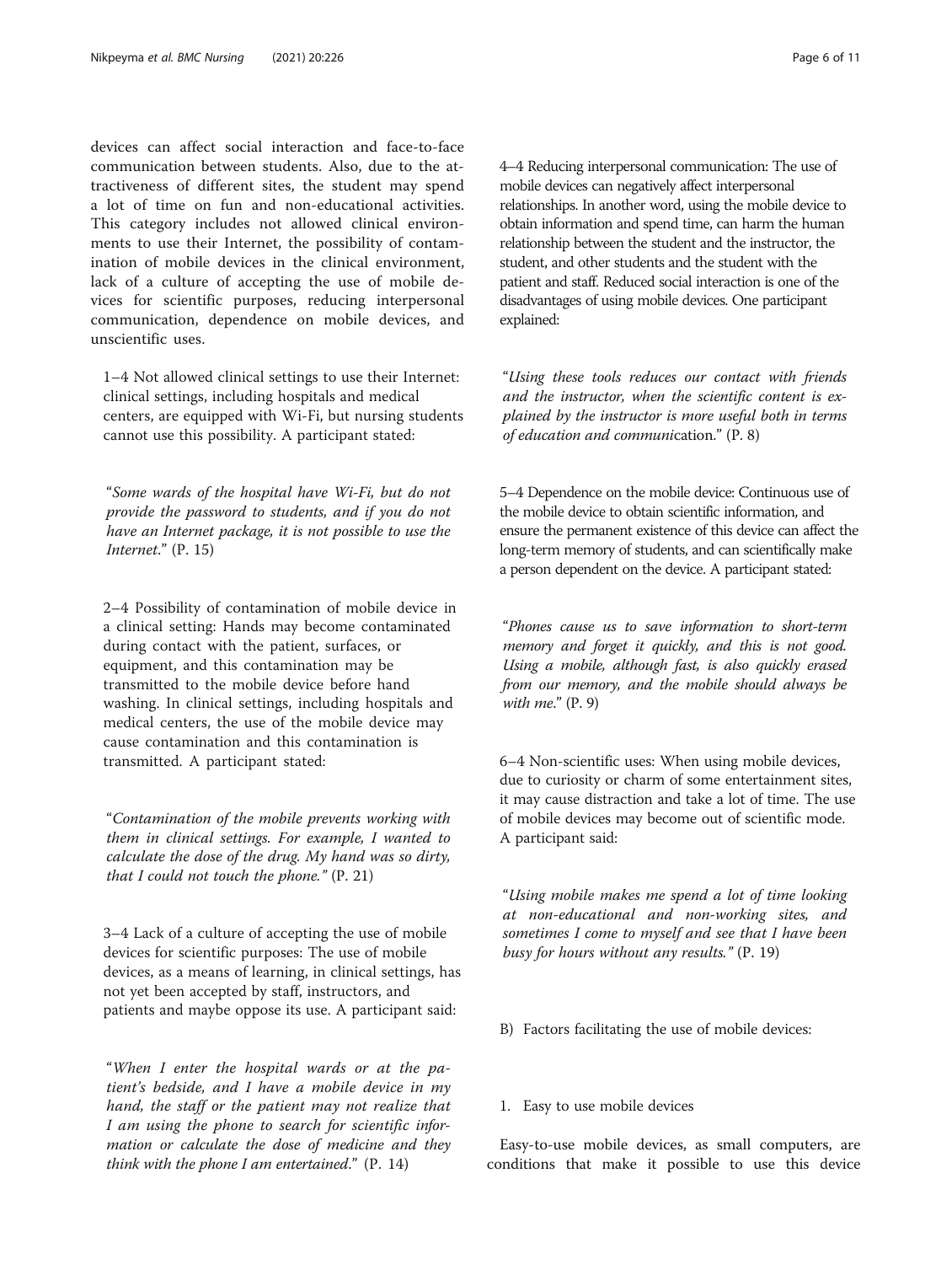devices can affect social interaction and face-to-face communication between students. Also, due to the attractiveness of different sites, the student may spend a lot of time on fun and non-educational activities. This category includes not allowed clinical environments to use their Internet, the possibility of contamination of mobile devices in the clinical environment, lack of a culture of accepting the use of mobile devices for scientific purposes, reducing interpersonal communication, dependence on mobile devices, and unscientific uses.

1–4 Not allowed clinical settings to use their Internet: clinical settings, including hospitals and medical centers, are equipped with Wi-Fi, but nursing students cannot use this possibility. A participant stated:

"*Some wards of the hospital have Wi-Fi, but do not provide the password to students, and if you do not have an Internet package, it is not possible to use the Internet.*" (P. 15)

2–4 Possibility of contamination of mobile device in a clinical setting: Hands may become contaminated during contact with the patient, surfaces, or equipment, and this contamination may be transmitted to the mobile device before hand washing. In clinical settings, including hospitals and medical centers, the use of the mobile device may cause contamination and this contamination is transmitted. A participant stated:

"*Contamination of the mobile prevents working with them in clinical settings. For example, I wanted to calculate the dose of the drug. My hand was so dirty, that I could not touch the phone.*" (P. 21)

3–4 Lack of a culture of accepting the use of mobile devices for scientific purposes: The use of mobile devices, as a means of learning, in clinical settings, has not yet been accepted by staff, instructors, and patients and maybe oppose its use. A participant said:

"*When I enter the hospital wards or at the patient's bedside, and I have a mobile device in my hand, the staff or the patient may not realize that I am using the phone to search for scientific information or calculate the dose of medicine and they think with the phone I am entertained.*" (P. 14)

4–4 Reducing interpersonal communication: The use of mobile devices can negatively affect interpersonal relationships. In another word, using the mobile device to obtain information and spend time, can harm the human relationship between the student and the instructor, the student, and other students and the student with the patient and staff. Reduced social interaction is one of the disadvantages of using mobile devices. One participant explained:

"*Using these tools reduces our contact with friends and the instructor, when the scientific content is explained by the instructor is more useful both in terms of education and communication.*" (P. 8)

5–4 Dependence on the mobile device: Continuous use of the mobile device to obtain scientific information, and ensure the permanent existence of this device can affect the long-term memory of students, and can scientifically make a person dependent on the device. A participant stated:

"*Phones cause us to save information to short-term memory and forget it quickly, and this is not good. Using a mobile, although fast, is also quickly erased from our memory, and the mobile should always be with me.*" (P. 9)

6–4 Non-scientific uses: When using mobile devices, due to curiosity or charm of some entertainment sites, it may cause distraction and take a lot of time. The use of mobile devices may become out of scientific mode. A participant said:

"*Using mobile makes me spend a lot of time looking at non-educational and non-working sites, and sometimes I come to myself and see that I have been busy for hours without any results.*" (P. 19)

B) Factors facilitating the use of mobile devices:

1. Easy to use mobile devices

Easy-to-use mobile devices, as small computers, are conditions that make it possible to use this device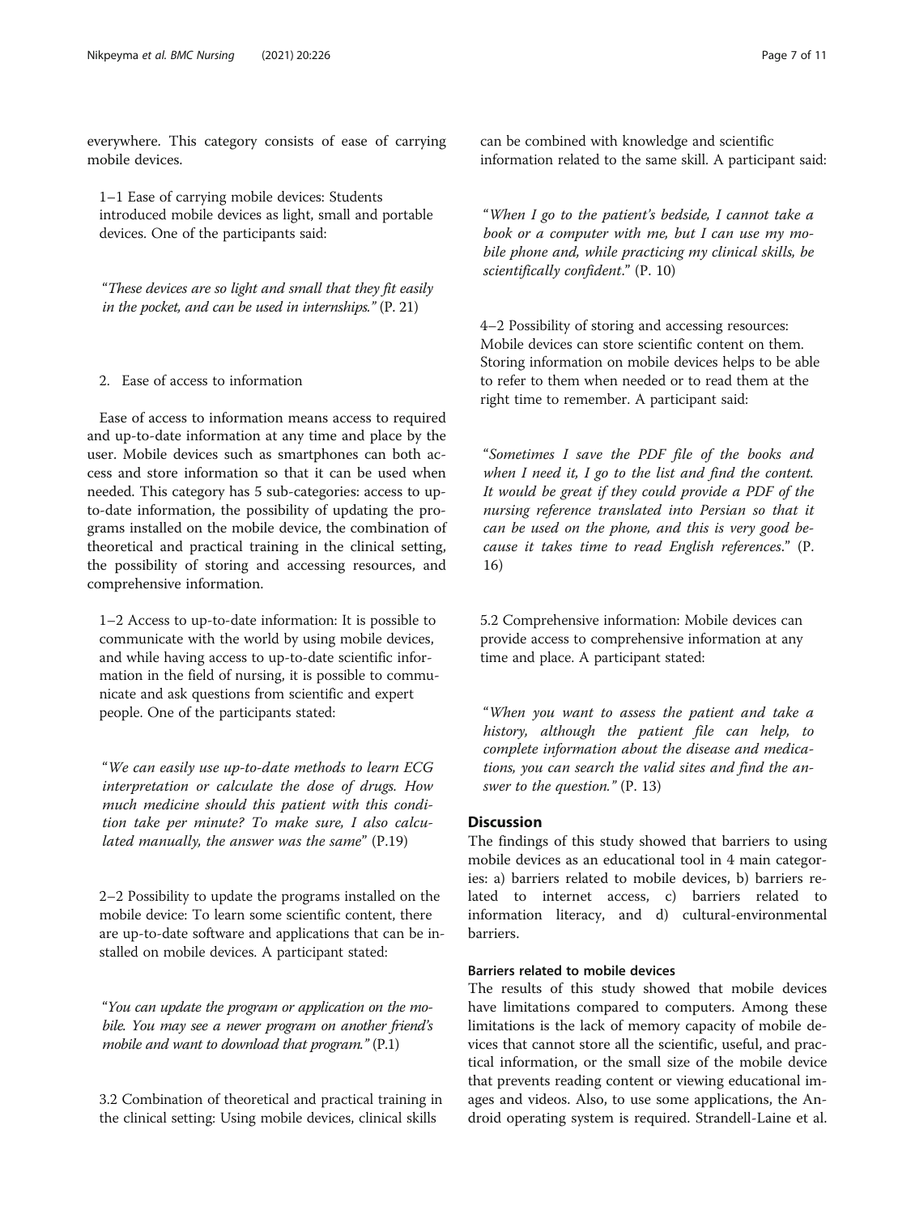everywhere. This category consists of ease of carrying mobile devices.

1–1 Ease of carrying mobile devices: Students introduced mobile devices as light, small and portable devices. One of the participants said:

"*These devices are so light and small that they fit easily in the pocket, and can be used in internships.*" (P. 21)

2. Ease of access to information

Ease of access to information means access to required and up-to-date information at any time and place by the user. Mobile devices such as smartphones can both access and store information so that it can be used when needed. This category has 5 sub-categories: access to up-to-date information, the possibility of updating the programs installed on the mobile device, the combination of theoretical and practical training in the clinical setting, the possibility of storing and accessing resources, and comprehensive information.

1–2 Access to up-to-date information: It is possible to communicate with the world by using mobile devices, and while having access to up-to-date scientific information in the field of nursing, it is possible to communicate and ask questions from scientific and expert people. One of the participants stated:

"*We can easily use up-to-date methods to learn ECG interpretation or calculate the dose of drugs. How much medicine should this patient with this condition take per minute? To make sure, I also calculated manually, the answer was the same*" (P.19)

2–2 Possibility to update the programs installed on the mobile device: To learn some scientific content, there are up-to-date software and applications that can be installed on mobile devices. A participant stated:

"*You can update the program or application on the mobile. You may see a newer program on another friend's mobile and want to download that program.*" (P.1)

3.2 Combination of theoretical and practical training in the clinical setting: Using mobile devices, clinical skills can be combined with knowledge and scientific information related to the same skill. A participant said:

"*When I go to the patient's bedside, I cannot take a book or a computer with me, but I can use my mobile phone and, while practicing my clinical skills, be scientifically confident*." (P. 10)

4–2 Possibility of storing and accessing resources: Mobile devices can store scientific content on them. Storing information on mobile devices helps to be able to refer to them when needed or to read them at the right time to remember. A participant said:

"*Sometimes I save the PDF file of the books and when I need it, I go to the list and find the content. It would be great if they could provide a PDF of the nursing reference translated into Persian so that it can be used on the phone, and this is very good because it takes time to read English references*." (P. 16)

5.2 Comprehensive information: Mobile devices can provide access to comprehensive information at any time and place. A participant stated:

"*When you want to assess the patient and take a history, although the patient file can help, to complete information about the disease and medications, you can search the valid sites and find the answer to the question.*" (P. 13)

## Discussion

The findings of this study showed that barriers to using mobile devices as an educational tool in 4 main categories: a) barriers related to mobile devices, b) barriers related to internet access, c) barriers related to information literacy, and d) cultural-environmental barriers.

### Barriers related to mobile devices

The results of this study showed that mobile devices have limitations compared to computers. Among these limitations is the lack of memory capacity of mobile devices that cannot store all the scientific, useful, and practical information, or the small size of the mobile device that prevents reading content or viewing educational images and videos. Also, to use some applications, the Android operating system is required. Strandell-Laine et al.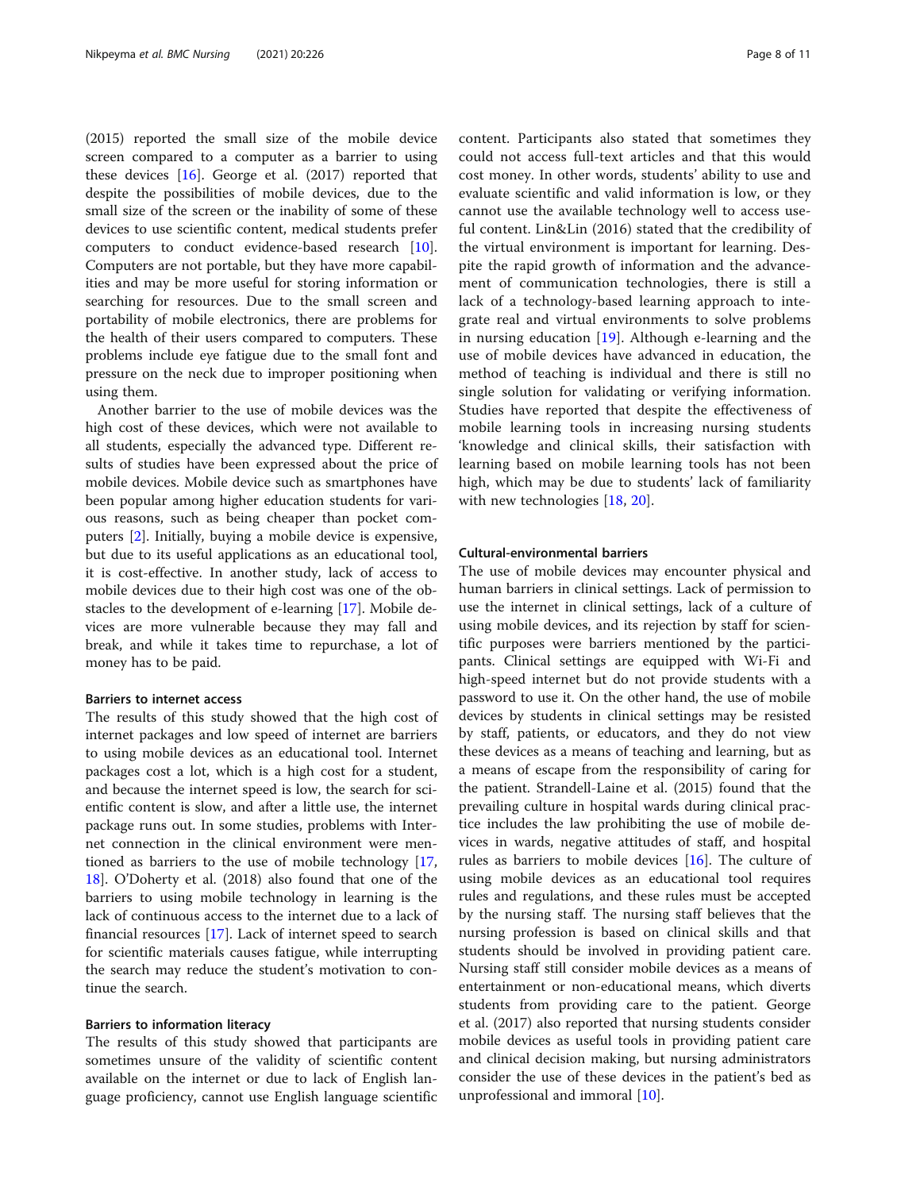(2015) reported the small size of the mobile device screen compared to a computer as a barrier to using these devices [16]. George et al. (2017) reported that despite the possibilities of mobile devices, due to the small size of the screen or the inability of some of these devices to use scientific content, medical students prefer computers to conduct evidence-based research [10]. Computers are not portable, but they have more capabilities and may be more useful for storing information or searching for resources. Due to the small screen and portability of mobile electronics, there are problems for the health of their users compared to computers. These problems include eye fatigue due to the small font and pressure on the neck due to improper positioning when using them.

Another barrier to the use of mobile devices was the high cost of these devices, which were not available to all students, especially the advanced type. Different results of studies have been expressed about the price of mobile devices. Mobile device such as smartphones have been popular among higher education students for various reasons, such as being cheaper than pocket computers [2]. Initially, buying a mobile device is expensive, but due to its useful applications as an educational tool, it is cost-effective. In another study, lack of access to mobile devices due to their high cost was one of the obstacles to the development of e-learning [17]. Mobile devices are more vulnerable because they may fall and break, and while it takes time to repurchase, a lot of money has to be paid.

#### Barriers to internet access

The results of this study showed that the high cost of internet packages and low speed of internet are barriers to using mobile devices as an educational tool. Internet packages cost a lot, which is a high cost for a student, and because the internet speed is low, the search for scientific content is slow, and after a little use, the internet package runs out. In some studies, problems with Internet connection in the clinical environment were mentioned as barriers to the use of mobile technology [17, 18]. O'Doherty et al. (2018) also found that one of the barriers to using mobile technology in learning is the lack of continuous access to the internet due to a lack of financial resources [17]. Lack of internet speed to search for scientific materials causes fatigue, while interrupting the search may reduce the student's motivation to continue the search.

#### Barriers to information literacy

The results of this study showed that participants are sometimes unsure of the validity of scientific content available on the internet or due to lack of English language proficiency, cannot use English language scientific content. Participants also stated that sometimes they could not access full-text articles and that this would cost money. In other words, students' ability to use and evaluate scientific and valid information is low, or they cannot use the available technology well to access useful content. Lin&Lin (2016) stated that the credibility of the virtual environment is important for learning. Despite the rapid growth of information and the advancement of communication technologies, there is still a lack of a technology-based learning approach to integrate real and virtual environments to solve problems in nursing education [19]. Although e-learning and the use of mobile devices have advanced in education, the method of teaching is individual and there is still no single solution for validating or verifying information. Studies have reported that despite the effectiveness of mobile learning tools in increasing nursing students 'knowledge and clinical skills, their satisfaction with learning based on mobile learning tools has not been high, which may be due to students' lack of familiarity with new technologies [18, 20].

#### Cultural-environmental barriers

The use of mobile devices may encounter physical and human barriers in clinical settings. Lack of permission to use the internet in clinical settings, lack of a culture of using mobile devices, and its rejection by staff for scientific purposes were barriers mentioned by the participants. Clinical settings are equipped with Wi-Fi and high-speed internet but do not provide students with a password to use it. On the other hand, the use of mobile devices by students in clinical settings may be resisted by staff, patients, or educators, and they do not view these devices as a means of teaching and learning, but as a means of escape from the responsibility of caring for the patient. Strandell-Laine et al. (2015) found that the prevailing culture in hospital wards during clinical practice includes the law prohibiting the use of mobile devices in wards, negative attitudes of staff, and hospital rules as barriers to mobile devices [16]. The culture of using mobile devices as an educational tool requires rules and regulations, and these rules must be accepted by the nursing staff. The nursing staff believes that the nursing profession is based on clinical skills and that students should be involved in providing patient care. Nursing staff still consider mobile devices as a means of entertainment or non-educational means, which diverts students from providing care to the patient. George et al. (2017) also reported that nursing students consider mobile devices as useful tools in providing patient care and clinical decision making, but nursing administrators consider the use of these devices in the patient's bed as unprofessional and immoral [10].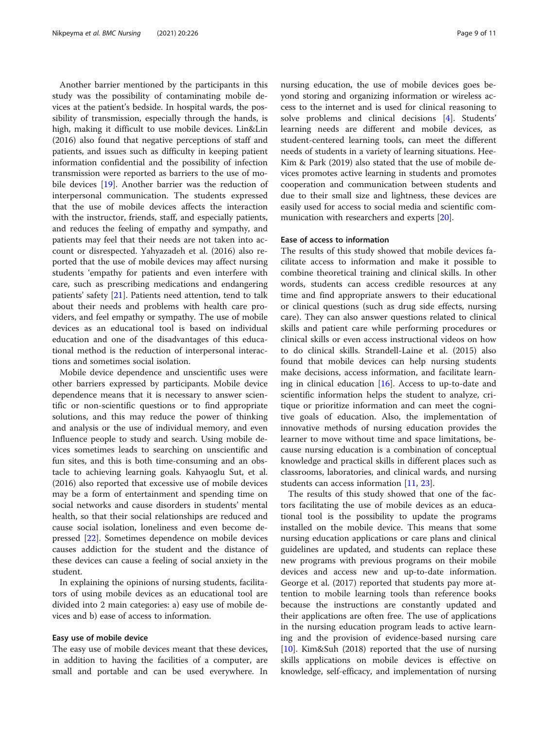Another barrier mentioned by the participants in this study was the possibility of contaminating mobile devices at the patient's bedside. In hospital wards, the possibility of transmission, especially through the hands, is high, making it difficult to use mobile devices. Lin&Lin (2016) also found that negative perceptions of staff and patients, and issues such as difficulty in keeping patient information confidential and the possibility of infection transmission were reported as barriers to the use of mobile devices [19]. Another barrier was the reduction of interpersonal communication. The students expressed that the use of mobile devices affects the interaction with the instructor, friends, staff, and especially patients, and reduces the feeling of empathy and sympathy, and patients may feel that their needs are not taken into account or disrespected. Yahyazadeh et al. (2016) also reported that the use of mobile devices may affect nursing students 'empathy for patients and even interfere with care, such as prescribing medications and endangering patients' safety [21]. Patients need attention, tend to talk about their needs and problems with health care providers, and feel empathy or sympathy. The use of mobile devices as an educational tool is based on individual education and one of the disadvantages of this educational method is the reduction of interpersonal interactions and sometimes social isolation.

Mobile device dependence and unscientific uses were other barriers expressed by participants. Mobile device dependence means that it is necessary to answer scientific or non-scientific questions or to find appropriate solutions, and this may reduce the power of thinking and analysis or the use of individual memory, and even Influence people to study and search. Using mobile devices sometimes leads to searching on unscientific and fun sites, and this is both time-consuming and an obstacle to achieving learning goals. Kahyaoglu Sut, et al. (2016) also reported that excessive use of mobile devices may be a form of entertainment and spending time on social networks and cause disorders in students' mental health, so that their social relationships are reduced and cause social isolation, loneliness and even become depressed [22]. Sometimes dependence on mobile devices causes addiction for the student and the distance of these devices can cause a feeling of social anxiety in the student.

In explaining the opinions of nursing students, facilitators of using mobile devices as an educational tool are divided into 2 main categories: a) easy use of mobile devices and b) ease of access to information.

### Easy use of mobile device

The easy use of mobile devices meant that these devices, in addition to having the facilities of a computer, are small and portable and can be used everywhere. In nursing education, the use of mobile devices goes beyond storing and organizing information or wireless access to the internet and is used for clinical reasoning to solve problems and clinical decisions [4]. Students' learning needs are different and mobile devices, as student-centered learning tools, can meet the different needs of students in a variety of learning situations. Hee-Kim & Park (2019) also stated that the use of mobile devices promotes active learning in students and promotes cooperation and communication between students and due to their small size and lightness, these devices are easily used for access to social media and scientific communication with researchers and experts [20].

### Ease of access to information

The results of this study showed that mobile devices facilitate access to information and make it possible to combine theoretical training and clinical skills. In other words, students can access credible resources at any time and find appropriate answers to their educational or clinical questions (such as drug side effects, nursing care). They can also answer questions related to clinical skills and patient care while performing procedures or clinical skills or even access instructional videos on how to do clinical skills. Strandell-Laine et al. (2015) also found that mobile devices can help nursing students make decisions, access information, and facilitate learning in clinical education [16]. Access to up-to-date and scientific information helps the student to analyze, critique or prioritize information and can meet the cognitive goals of education. Also, the implementation of innovative methods of nursing education provides the learner to move without time and space limitations, because nursing education is a combination of conceptual knowledge and practical skills in different places such as classrooms, laboratories, and clinical wards, and nursing students can access information [11, 23].

The results of this study showed that one of the factors facilitating the use of mobile devices as an educational tool is the possibility to update the programs installed on the mobile device. This means that some nursing education applications or care plans and clinical guidelines are updated, and students can replace these new programs with previous programs on their mobile devices and access new and up-to-date information. George et al. (2017) reported that students pay more attention to mobile learning tools than reference books because the instructions are constantly updated and their applications are often free. The use of applications in the nursing education program leads to active learning and the provision of evidence-based nursing care [10]. Kim&Suh (2018) reported that the use of nursing skills applications on mobile devices is effective on knowledge, self-efficacy, and implementation of nursing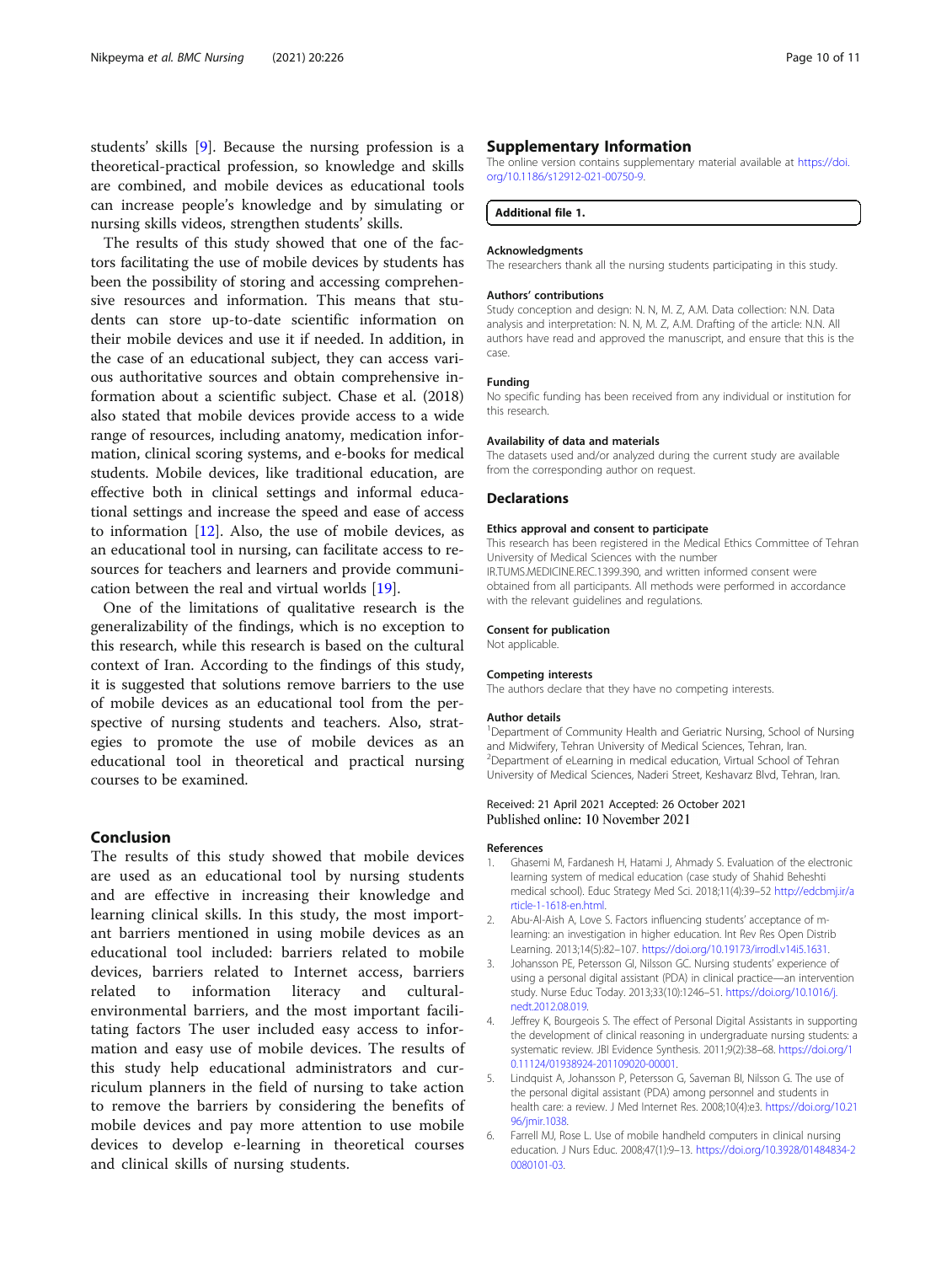students' skills [9]. Because the nursing profession is a theoretical-practical profession, so knowledge and skills are combined, and mobile devices as educational tools can increase people's knowledge and by simulating or nursing skills videos, strengthen students' skills.

The results of this study showed that one of the factors facilitating the use of mobile devices by students has been the possibility of storing and accessing comprehensive resources and information. This means that students can store up-to-date scientific information on their mobile devices and use it if needed. In addition, in the case of an educational subject, they can access various authoritative sources and obtain comprehensive information about a scientific subject. Chase et al. (2018) also stated that mobile devices provide access to a wide range of resources, including anatomy, medication information, clinical scoring systems, and e-books for medical students. Mobile devices, like traditional education, are effective both in clinical settings and informal educational settings and increase the speed and ease of access to information [12]. Also, the use of mobile devices, as an educational tool in nursing, can facilitate access to resources for teachers and learners and provide communication between the real and virtual worlds [19].

One of the limitations of qualitative research is the generalizability of the findings, which is no exception to this research, while this research is based on the cultural context of Iran. According to the findings of this study, it is suggested that solutions remove barriers to the use of mobile devices as an educational tool from the perspective of nursing students and teachers. Also, strategies to promote the use of mobile devices as an educational tool in theoretical and practical nursing courses to be examined.

## Conclusion

The results of this study showed that mobile devices are used as an educational tool by nursing students and are effective in increasing their knowledge and learning clinical skills. In this study, the most important barriers mentioned in using mobile devices as an educational tool included: barriers related to mobile devices, barriers related to Internet access, barriers related to information literacy and cultural-environmental barriers, and the most important facilitating factors The user included easy access to information and easy use of mobile devices. The results of this study help educational administrators and curriculum planners in the field of nursing to take action to remove the barriers by considering the benefits of mobile devices and pay more attention to use mobile devices to develop e-learning in theoretical courses and clinical skills of nursing students.

## Supplementary Information

The online version contains supplementary material available at https://doi.org/10.1186/s12912-021-00750-9.

**Additional file 1.**

### Acknowledgments

The researchers thank all the nursing students participating in this study.

### Authors' contributions

Study conception and design: N. N, M. Z, A.M. Data collection: N.N. Data analysis and interpretation: N. N, M. Z, A.M. Drafting of the article: N.N. All authors have read and approved the manuscript, and ensure that this is the case.

### Funding

No specific funding has been received from any individual or institution for this research.

### Availability of data and materials

The datasets used and/or analyzed during the current study are available from the corresponding author on request.

## Declarations

### Ethics approval and consent to participate

This research has been registered in the Medical Ethics Committee of Tehran University of Medical Sciences with the number IR.TUMS.MEDICINE.REC.1399.390, and written informed consent were obtained from all participants. All methods were performed in accordance with the relevant guidelines and regulations.

### Consent for publication

Not applicable.

### Competing interests

The authors declare that they have no competing interests.

### Author details

[1]Department of Community Health and Geriatric Nursing, School of Nursing and Midwifery, Tehran University of Medical Sciences, Tehran, Iran. [2]Department of eLearning in medical education, Virtual School of Tehran University of Medical Sciences, Naderi Street, Keshavarz Blvd, Tehran, Iran.

Received: 21 April 2021 Accepted: 26 October 2021
Published online: 10 November 2021

### References

1. Ghasemi M, Fardanesh H, Hatami J, Ahmady S. Evaluation of the electronic learning system of medical education (case study of Shahid Beheshti medical school). Educ Strategy Med Sci. 2018;11(4):39–52 http://edcbmj.ir/article-1-1618-en.html.
2. Abu-Al-Aish A, Love S. Factors influencing students' acceptance of m-learning: an investigation in higher education. Int Rev Res Open Distrib Learning. 2013;14(5):82–107. https://doi.org/10.19173/irrodl.v14i5.1631.
3. Johansson PE, Petersson GI, Nilsson GC. Nursing students' experience of using a personal digital assistant (PDA) in clinical practice—an intervention study. Nurse Educ Today. 2013;33(10):1246–51. https://doi.org/10.1016/j.nedt.2012.08.019.
4. Jeffrey K, Bourgeois S. The effect of Personal Digital Assistants in supporting the development of clinical reasoning in undergraduate nursing students: a systematic review. JBI Evidence Synthesis. 2011;9(2):38–68. https://doi.org/10.11124/01938924-201109020-00001.
5. Lindquist A, Johansson P, Petersson G, Saveman BI, Nilsson G. The use of the personal digital assistant (PDA) among personnel and students in health care: a review. J Med Internet Res. 2008;10(4):e3. https://doi.org/10.2196/jmir.1038.
6. Farrell MJ, Rose L. Use of mobile handheld computers in clinical nursing education. J Nurs Educ. 2008;47(1):9–13. https://doi.org/10.3928/01484834-20080101-03.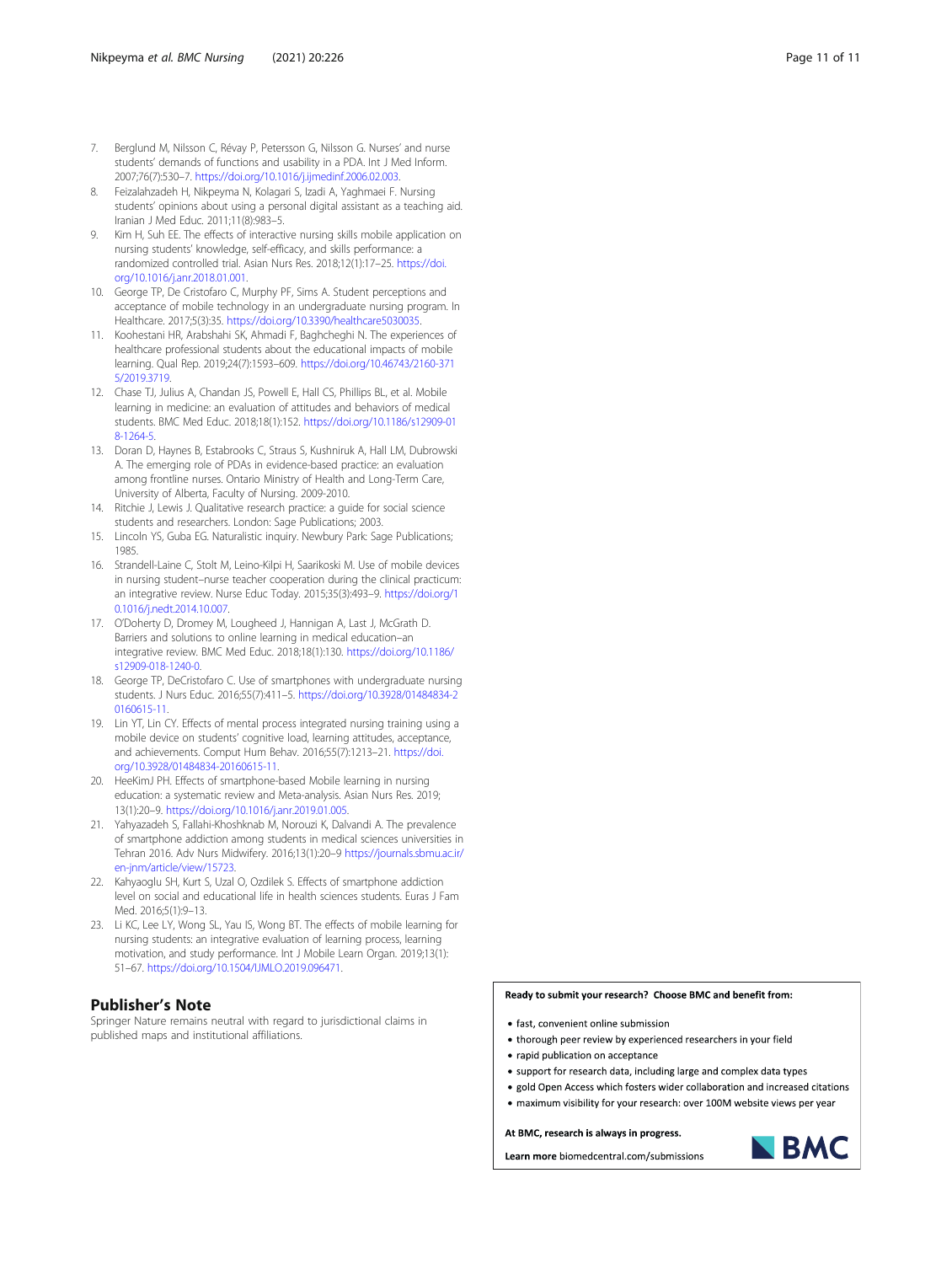7. Berglund M, Nilsson C, Révay P, Petersson G, Nilsson G. Nurses' and nurse students' demands of functions and usability in a PDA. Int J Med Inform. 2007;76(7):530–7. https://doi.org/10.1016/j.ijmedinf.2006.02.003.
8. Feizalahzadeh H, Nikpeyma N, Kolagari S, Izadi A, Yaghmaei F. Nursing students' opinions about using a personal digital assistant as a teaching aid. Iranian J Med Educ. 2011;11(8):983–5.
9. Kim H, Suh EE. The effects of interactive nursing skills mobile application on nursing students' knowledge, self-efficacy, and skills performance: a randomized controlled trial. Asian Nurs Res. 2018;12(1):17–25. https://doi.org/10.1016/j.anr.2018.01.001.
10. George TP, De Cristofaro C, Murphy PF, Sims A. Student perceptions and acceptance of mobile technology in an undergraduate nursing program. In Healthcare. 2017;5(3):35. https://doi.org/10.3390/healthcare5030035.
11. Koohestani HR, Arabshahi SK, Ahmadi F, Baghcheghi N. The experiences of healthcare professional students about the educational impacts of mobile learning. Qual Rep. 2019;24(7):1593–609. https://doi.org/10.46743/2160-3715/2019.3719.
12. Chase TJ, Julius A, Chandan JS, Powell E, Hall CS, Phillips BL, et al. Mobile learning in medicine: an evaluation of attitudes and behaviors of medical students. BMC Med Educ. 2018;18(1):152. https://doi.org/10.1186/s12909-018-1264-5.
13. Doran D, Haynes B, Estabrooks C, Straus S, Kushniruk A, Hall LM, Dubrowski A. The emerging role of PDAs in evidence-based practice: an evaluation among frontline nurses. Ontario Ministry of Health and Long-Term Care, University of Alberta, Faculty of Nursing. 2009-2010.
14. Ritchie J, Lewis J. Qualitative research practice: a guide for social science students and researchers. London: Sage Publications; 2003.
15. Lincoln YS, Guba EG. Naturalistic inquiry. Newbury Park: Sage Publications; 1985.
16. Strandell-Laine C, Stolt M, Leino-Kilpi H, Saarikoski M. Use of mobile devices in nursing student–nurse teacher cooperation during the clinical practicum: an integrative review. Nurse Educ Today. 2015;35(3):493–9. https://doi.org/10.1016/j.nedt.2014.10.007.
17. O'Doherty D, Dromey M, Lougheed J, Hannigan A, Last J, McGrath D. Barriers and solutions to online learning in medical education–an integrative review. BMC Med Educ. 2018;18(1):130. https://doi.org/10.1186/s12909-018-1240-0.
18. George TP, DeCristofaro C. Use of smartphones with undergraduate nursing students. J Nurs Educ. 2016;55(7):411–5. https://doi.org/10.3928/01484834-20160615-11.
19. Lin YT, Lin CY. Effects of mental process integrated nursing training using a mobile device on students' cognitive load, learning attitudes, acceptance, and achievements. Comput Hum Behav. 2016;55(7):1213–21. https://doi.org/10.3928/01484834-20160615-11.
20. HeeKimJ PH. Effects of smartphone-based Mobile learning in nursing education: a systematic review and Meta-analysis. Asian Nurs Res. 2019;13(1):20–9. https://doi.org/10.1016/j.anr.2019.01.005.
21. Yahyazadeh S, Fallahi-Khoshknab M, Norouzi K, Dalvandi A. The prevalence of smartphone addiction among students in medical sciences universities in Tehran 2016. Adv Nurs Midwifery. 2016;13(1):20–9 https://journals.sbmu.ac.ir/en-jnm/article/view/15723.
22. Kahyaoglu SH, Kurt S, Uzal O, Ozdilek S. Effects of smartphone addiction level on social and educational life in health sciences students. Euras J Fam Med. 2016;5(1):9–13.
23. Li KC, Lee LY, Wong SL, Yau IS, Wong BT. The effects of mobile learning for nursing students: an integrative evaluation of learning process, learning motivation, and study performance. Int J Mobile Learn Organ. 2019;13(1):51–67. https://doi.org/10.1504/IJMLO.2019.096471.

## Publisher's Note

Springer Nature remains neutral with regard to jurisdictional claims in published maps and institutional affiliations.

**Ready to submit your research? Choose BMC and benefit from:**

- fast, convenient online submission
- thorough peer review by experienced researchers in your field
- rapid publication on acceptance
- support for research data, including large and complex data types
- gold Open Access which fosters wider collaboration and increased citations
- maximum visibility for your research: over 100M website views per year

**At BMC, research is always in progress.**

**Learn more** biomedcentral.com/submissions